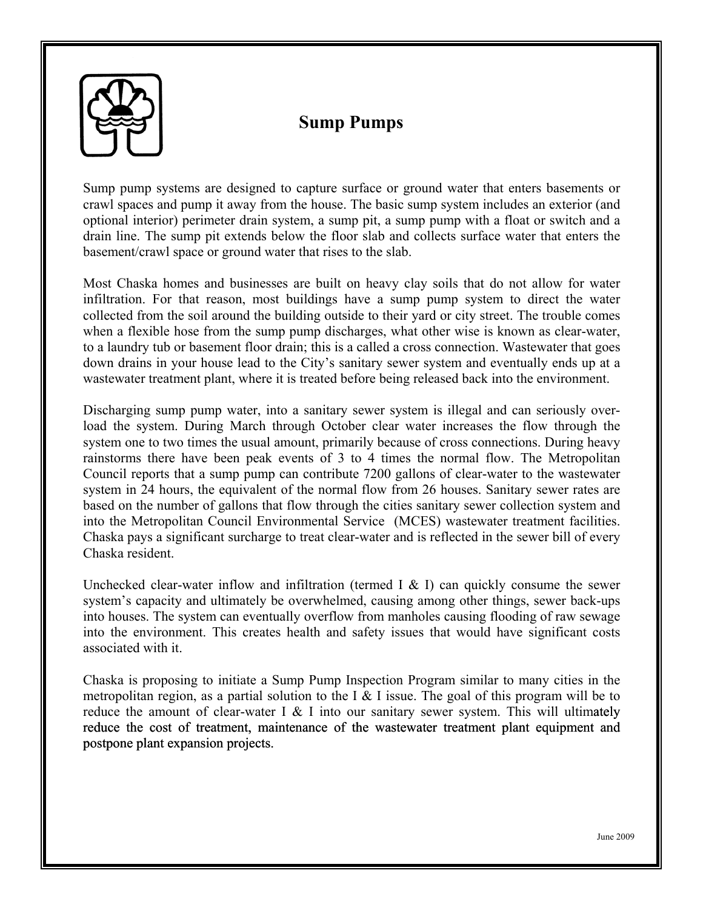# Sump Pumps

Sump pump systems are designed to capture surface or ground water that enters basements or crawl spaces and pump it away from the house. The basic sump system includes an exterior (and optional interior) perimeter drain system, a sump pit, a sump pump with a float or switch and a drain line. The sump pit extends below the floor slab and collects surface water that enters the basement/crawl space or ground water that rises to the slab.

Most Chaska homes and businesses are built on heavy clay soils that do not allow for water infiltration. For that reason, most buildings have a sump pump system to direct the water collected from the soil around the building outside to their yard or city street. The trouble comes when a flexible hose from the sump pump discharges, what other wise is known as clear-water, to a laundry tub or basement floor drain; this is a called a cross connection. Wastewater that goes down drains in your house lead to the City's sanitary sewer system and eventually ends up at a wastewater treatment plant, where it is treated before being released back into the environment.

Discharging sump pump water, into a sanitary sewer system is illegal and can seriously over-load the system. During March through October clear water increases the flow through the system one to two times the usual amount, primarily because of cross connections. During heavy rainstorms there have been peak events of 3 to 4 times the normal flow. The Metropolitan Council reports that a sump pump can contribute 7200 gallons of clear-water to the wastewater system in 24 hours, the equivalent of the normal flow from 26 houses. Sanitary sewer rates are based on the number of gallons that flow through the cities sanitary sewer collection system and into the Metropolitan Council Environmental Service (MCES) wastewater treatment facilities. Chaska pays a significant surcharge to treat clear-water and is reflected in the sewer bill of every Chaska resident.

Unchecked clear-water inflow and infiltration (termed I & I) can quickly consume the sewer system's capacity and ultimately be overwhelmed, causing among other things, sewer back-ups into houses. The system can eventually overflow from manholes causing flooding of raw sewage into the environment. This creates health and safety issues that would have significant costs associated with it.

Chaska is proposing to initiate a Sump Pump Inspection Program similar to many cities in the metropolitan region, as a partial solution to the I & I issue. The goal of this program will be to reduce the amount of clear-water I & I into our sanitary sewer system. This will ultimately reduce the cost of treatment, maintenance of the wastewater treatment plant equipment and postpone plant expansion projects.

June 2009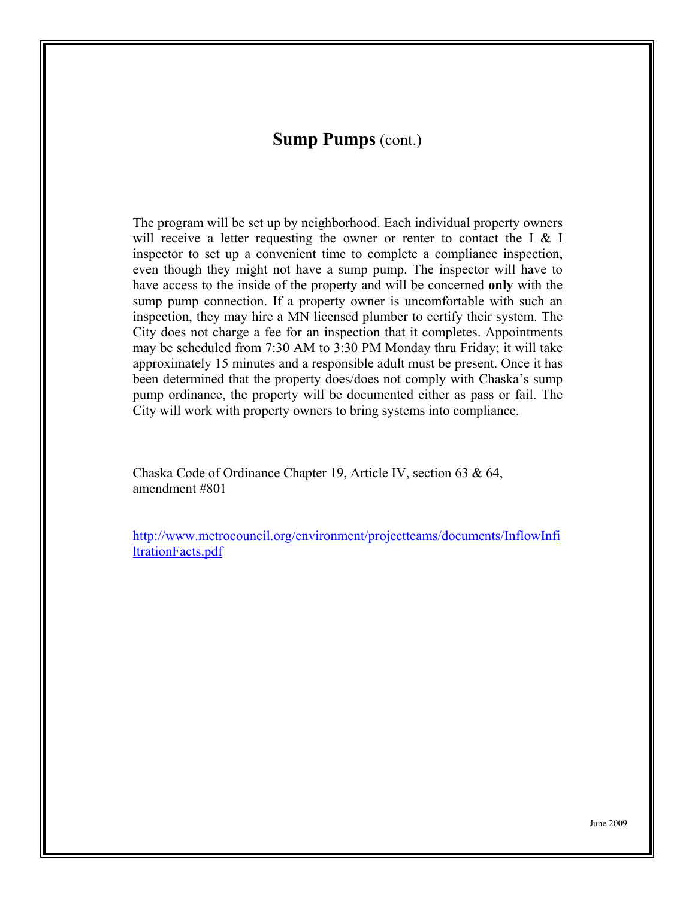## **Sump Pumps** (cont.)

The program will be set up by neighborhood. Each individual property owners will receive a letter requesting the owner or renter to contact the I & I inspector to set up a convenient time to complete a compliance inspection, even though they might not have a sump pump. The inspector will have to have access to the inside of the property and will be concerned **only** with the sump pump connection. If a property owner is uncomfortable with such an inspection, they may hire a MN licensed plumber to certify their system. The City does not charge a fee for an inspection that it completes. Appointments may be scheduled from 7:30 AM to 3:30 PM Monday thru Friday; it will take approximately 15 minutes and a responsible adult must be present. Once it has been determined that the property does/does not comply with Chaska's sump pump ordinance, the property will be documented either as pass or fail. The City will work with property owners to bring systems into compliance.

Chaska Code of Ordinance Chapter 19, Article IV, section 63 & 64, amendment #801

[http://www.metrocouncil.org/environment/projectteams/documents/InflowInfiltrationFacts.pdf](http://www.metrocouncil.org/environment/projectteams/documents/InflowInfiltrationFacts.pdf)

June 2009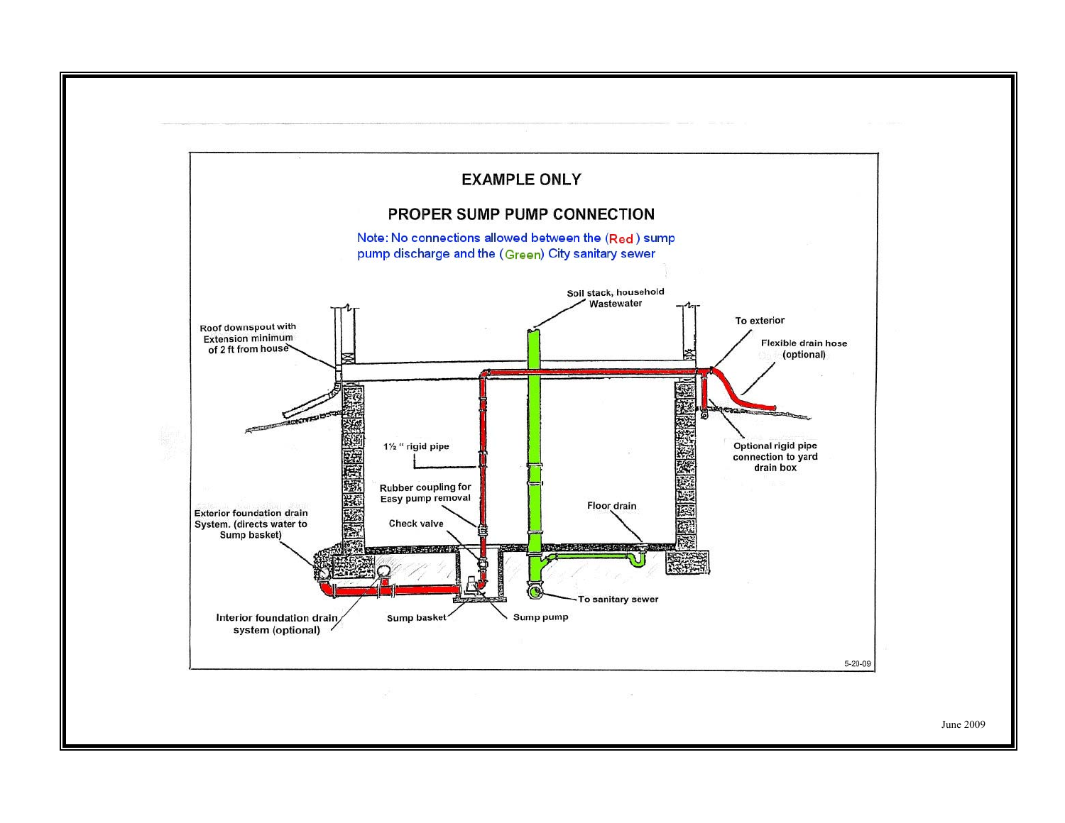# EXAMPLE ONLY

## PROPER SUMP PUMP CONNECTION

Note: No connections allowed between the (Red) sump pump discharge and the (Green) City sanitary sewer

Soil stack, household Wastewater

Roof downspout with Extension minimum of 2 ft from house

To exterior

Flexible drain hose (optional)

1½ " rigid pipe

Optional rigid pipe connection to yard drain box

Rubber coupling for Easy pump removal

Floor drain

Exterior foundation drain System. (directs water to Sump basket)

Check valve

To sanitary sewer

Interior foundation drain system (optional)

Sump basket

Sump pump

5-20-09

June 2009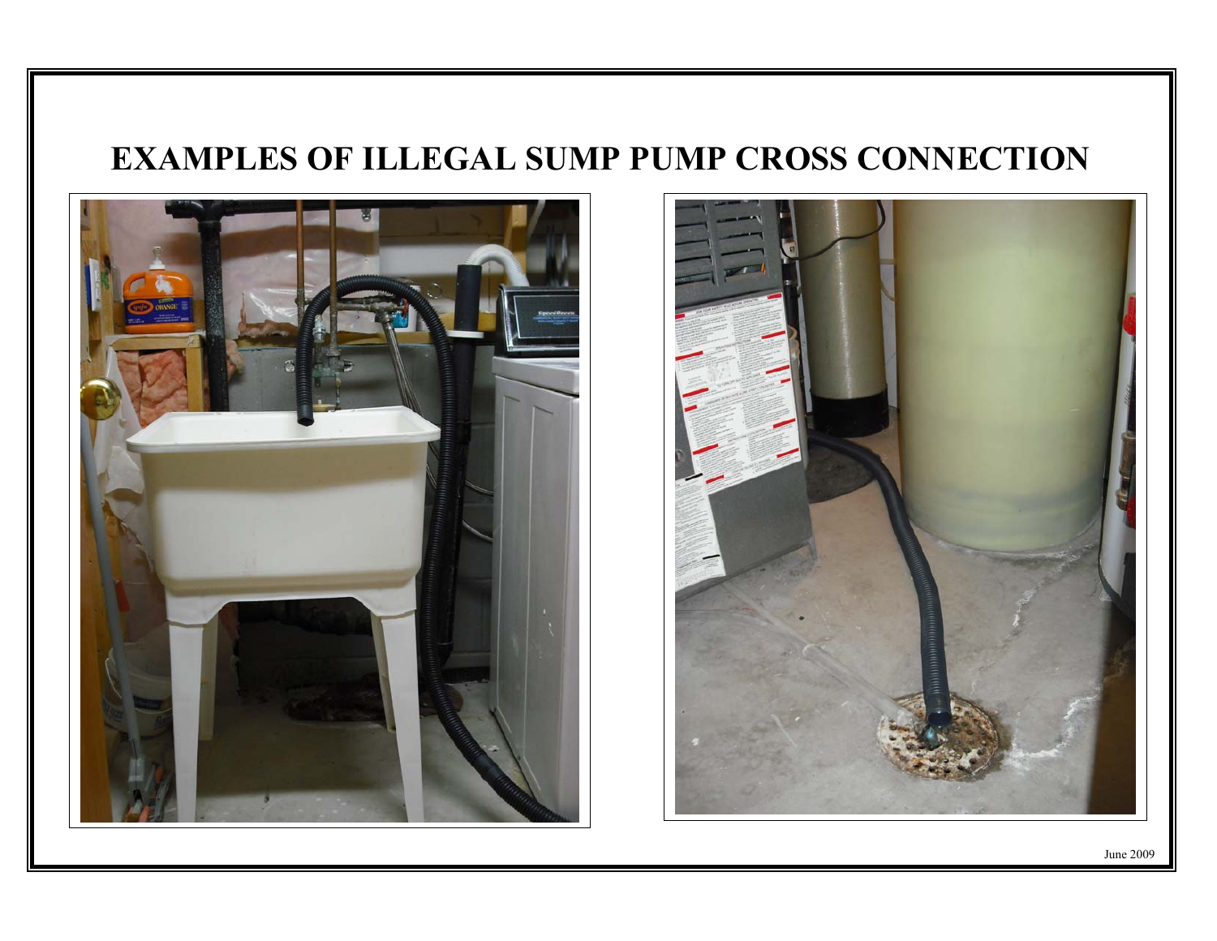# EXAMPLES OF ILLEGAL SUMP PUMP CROSS CONNECTION

June 2009